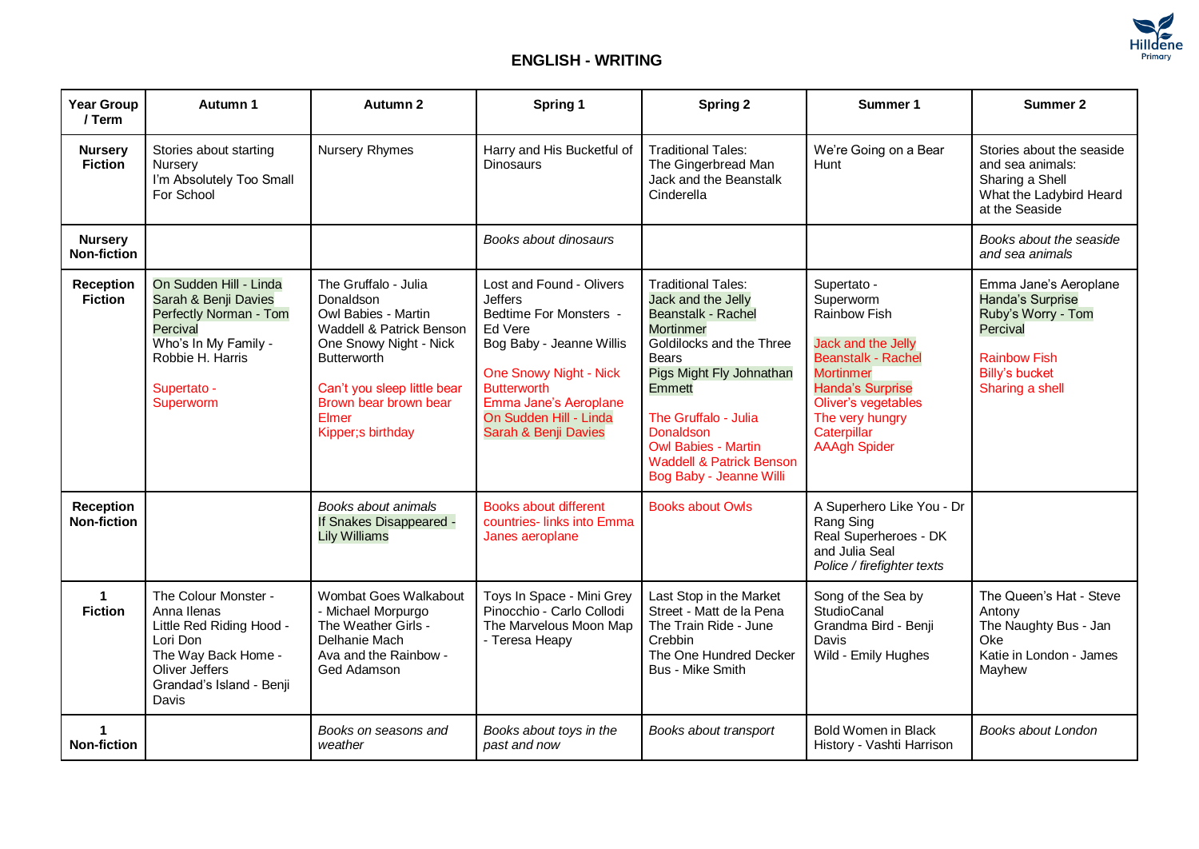## ENGLISH - WRITING

| Year Group / Term | Autumn 1 | Autumn 2 | Spring 1 | Spring 2 | Summer 1 | Summer 2 |
|---|---|---|---|---|---|---|
| **Nursery Fiction** | Stories about starting Nursery<br>I'm Absolutely Too Small For School | Nursery Rhymes | Harry and His Bucketful of Dinosaurs | Traditional Tales:<br>The Gingerbread Man<br>Jack and the Beanstalk<br>Cinderella | We're Going on a Bear Hunt | Stories about the seaside and sea animals:<br>Sharing a Shell<br>What the Ladybird Heard at the Seaside |
| **Nursery Non-fiction** | | | *Books about dinosaurs* | | | *Books about the seaside and sea animals* |
| **Reception Fiction** | On Sudden Hill - Linda Sarah & Benji Davies<br>Perfectly Norman - Tom Percival<br>Who's In My Family - Robbie H. Harris<br><br>Supertato - Superworm | The Gruffalo - Julia Donaldson<br>Owl Babies - Martin Waddell & Patrick Benson<br>One Snowy Night - Nick Butterworth<br><br>Can't you sleep little bear<br>Brown bear brown bear<br>Elmer<br>Kipper;s birthday | Lost and Found - Olivers Jeffers<br>Bedtime For Monsters - Ed Vere<br>Bog Baby - Jeanne Willis<br><br>One Snowy Night - Nick Butterworth<br>Emma Jane's Aeroplane<br>On Sudden Hill - Linda Sarah & Benji Davies | Traditional Tales:<br>Jack and the Jelly Beanstalk - Rachel Mortinmer<br>Goldilocks and the Three Bears<br>Pigs Might Fly Johnathan Emmett<br><br>The Gruffalo - Julia Donaldson<br>Owl Babies - Martin Waddell & Patrick Benson<br>Bog Baby - Jeanne Willi | Supertato - Superworm<br>Rainbow Fish<br><br>Jack and the Jelly Beanstalk - Rachel Mortinmer<br>Handa's Surprise<br>Oliver's vegetables<br>The very hungry Caterpillar<br>AAAgh Spider | Emma Jane's Aeroplane<br>Handa's Surprise<br>Ruby's Worry - Tom Percival<br><br>Rainbow Fish<br>Billy's bucket<br>Sharing a shell |
| **Reception Non-fiction** | | *Books about animals*<br>If Snakes Disappeared - Lily Williams | Books about different countries- links into Emma Janes aeroplane | Books about Owls | A Superhero Like You - Dr Rang Sing<br>Real Superheroes - DK and Julia Seal<br>*Police / firefighter texts* | |
| **1 Fiction** | The Colour Monster - Anna Ilenas<br>Little Red Riding Hood - Lori Don<br>The Way Back Home - Oliver Jeffers<br>Grandad's Island - Benji Davis | Wombat Goes Walkabout - Michael Morpurgo<br>The Weather Girls - Delhanie Mach<br>Ava and the Rainbow - Ged Adamson | Toys In Space - Mini Grey<br>Pinocchio - Carlo Collodi<br>The Marvelous Moon Map - Teresa Heapy | Last Stop in the Market Street - Matt de la Pena<br>The Train Ride - June Crebbin<br>The One Hundred Decker Bus - Mike Smith | Song of the Sea by StudioCanal<br>Grandma Bird - Benji Davis<br>Wild - Emily Hughes | The Queen's Hat - Steve Antony<br>The Naughty Bus - Jan Oke<br>Katie in London - James Mayhew |
| **1 Non-fiction** | | *Books on seasons and weather* | *Books about toys in the past and now* | *Books about transport* | Bold Women in Black History - Vashti Harrison | *Books about London* |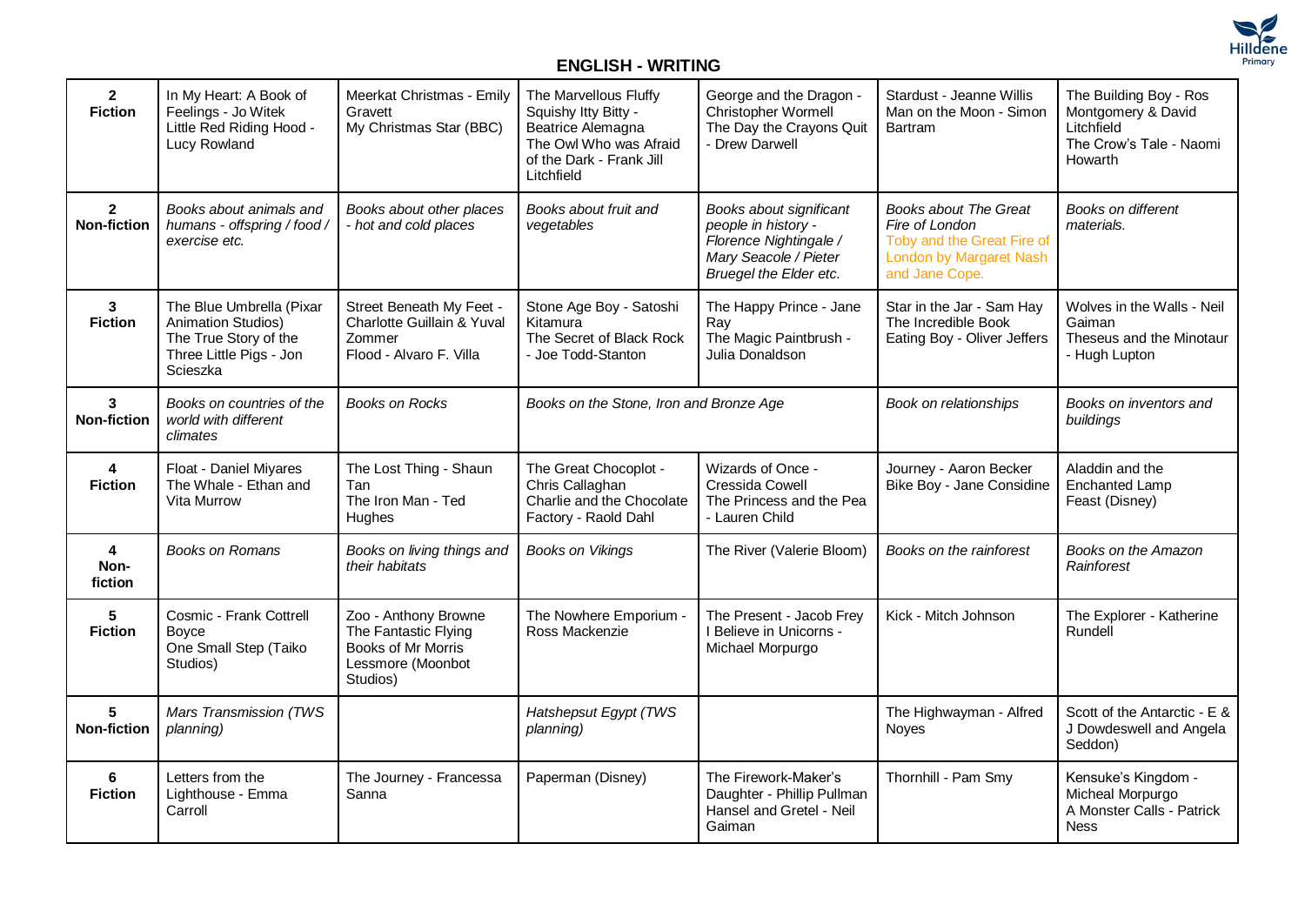## ENGLISH - WRITING

| | | | | | | |
|---|---|---|---|---|---|---|
| **2 Fiction** | In My Heart: A Book of Feelings - Jo Witek<br>Little Red Riding Hood - Lucy Rowland | Meerkat Christmas - Emily Gravett<br>My Christmas Star (BBC) | The Marvellous Fluffy Squishy Itty Bitty - Beatrice Alemagna<br>The Owl Who was Afraid of the Dark - Frank Jill Litchfield | George and the Dragon - Christopher Wormell<br>The Day the Crayons Quit - Drew Darwell | Stardust - Jeanne Willis<br>Man on the Moon - Simon Bartram | The Building Boy - Ros Montgomery & David Litchfield<br>The Crow's Tale - Naomi Howarth |
| **2 Non-fiction** | *Books about animals and humans - offspring / food / exercise etc.* | *Books about other places - hot and cold places* | *Books about fruit and vegetables* | *Books about significant people in history - Florence Nightingale / Mary Seacole / Pieter Bruegel the Elder etc.* | *Books about The Great Fire of London*<br>Toby and the Great Fire of London by Margaret Nash and Jane Cope. | *Books on different materials.* |
| **3 Fiction** | The Blue Umbrella (Pixar Animation Studios)<br>The True Story of the Three Little Pigs - Jon Scieszka | Street Beneath My Feet - Charlotte Guillain & Yuval Zommer<br>Flood - Alvaro F. Villa | Stone Age Boy - Satoshi Kitamura<br>The Secret of Black Rock - Joe Todd-Stanton | The Happy Prince - Jane Ray<br>The Magic Paintbrush - Julia Donaldson | Star in the Jar - Sam Hay<br>The Incredible Book Eating Boy - Oliver Jeffers | Wolves in the Walls - Neil Gaiman<br>Theseus and the Minotaur - Hugh Lupton |
| **3 Non-fiction** | *Books on countries of the world with different climates* | *Books on Rocks* | *Books on the Stone, Iron and Bronze Age* | | *Book on relationships* | *Books on inventors and buildings* |
| **4 Fiction** | Float - Daniel Miyares<br>The Whale - Ethan and Vita Murrow | The Lost Thing - Shaun Tan<br>The Iron Man - Ted Hughes | The Great Chocoplot - Chris Callaghan<br>Charlie and the Chocolate Factory - Raold Dahl | Wizards of Once - Cressida Cowell<br>The Princess and the Pea - Lauren Child | Journey - Aaron Becker<br>Bike Boy - Jane Considine | Aladdin and the Enchanted Lamp<br>Feast (Disney) |
| **4 Non-fiction** | *Books on Romans* | *Books on living things and their habitats* | *Books on Vikings* | The River (Valerie Bloom) | *Books on the rainforest* | *Books on the Amazon Rainforest* |
| **5 Fiction** | Cosmic - Frank Cottrell Boyce<br>One Small Step (Taiko Studios) | Zoo - Anthony Browne<br>The Fantastic Flying Books of Mr Morris Lessmore (Moonbot Studios) | The Nowhere Emporium - Ross Mackenzie | The Present - Jacob Frey<br>I Believe in Unicorns - Michael Morpurgo | Kick - Mitch Johnson | The Explorer - Katherine Rundell |
| **5 Non-fiction** | *Mars Transmission (TWS planning)* | | *Hatshepsut Egypt (TWS planning)* | | The Highwayman - Alfred Noyes | Scott of the Antarctic - E & J Dowdeswell and Angela Seddon) |
| **6 Fiction** | Letters from the Lighthouse - Emma Carroll | The Journey - Francessa Sanna | Paperman (Disney) | The Firework-Maker's Daughter - Phillip Pullman<br>Hansel and Gretel - Neil Gaiman | Thornhill - Pam Smy | Kensuke's Kingdom - Micheal Morpurgo<br>A Monster Calls - Patrick Ness |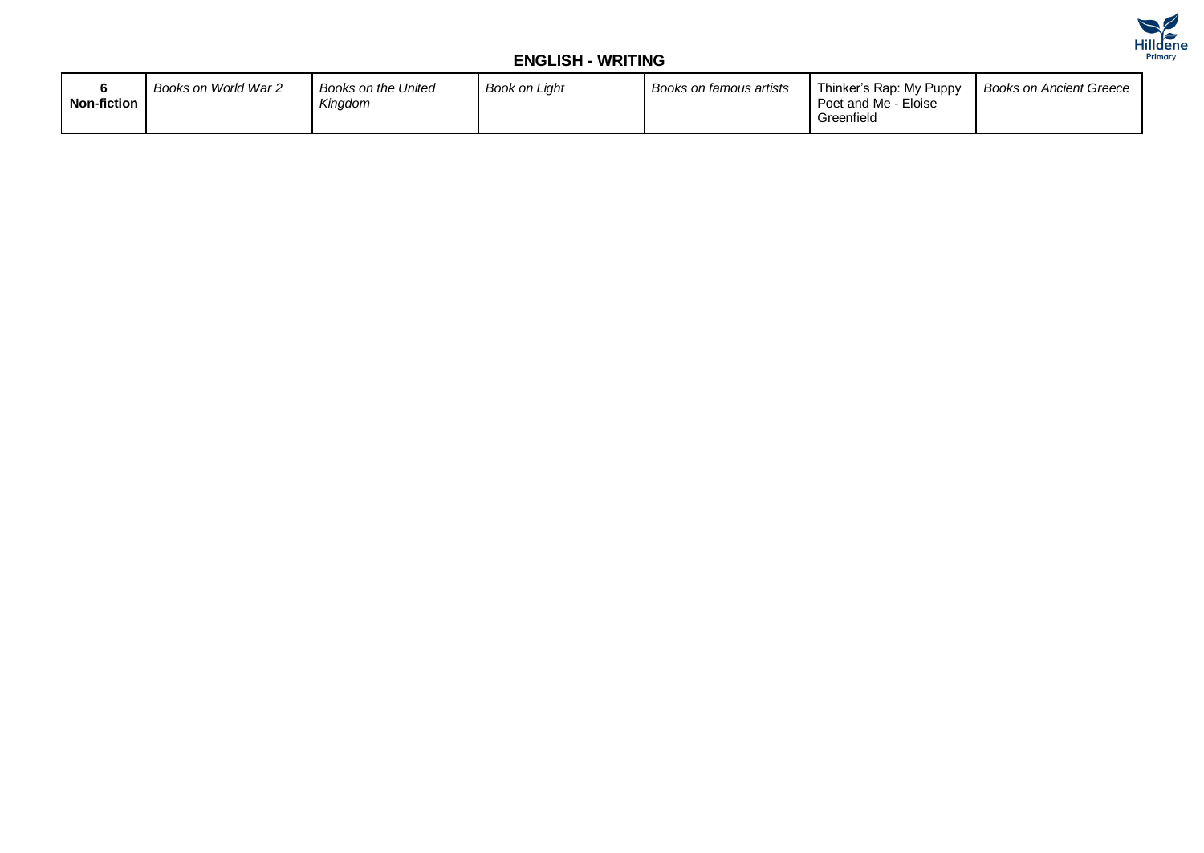## ENGLISH - WRITING

| | | | | | | |
|---|---|---|---|---|---|---|
| **6 Non-fiction** | *Books on World War 2* | *Books on the United Kingdom* | *Book on Light* | *Books on famous artists* | Thinker's Rap: My Puppy Poet and Me - Eloise Greenfield | *Books on Ancient Greece* |